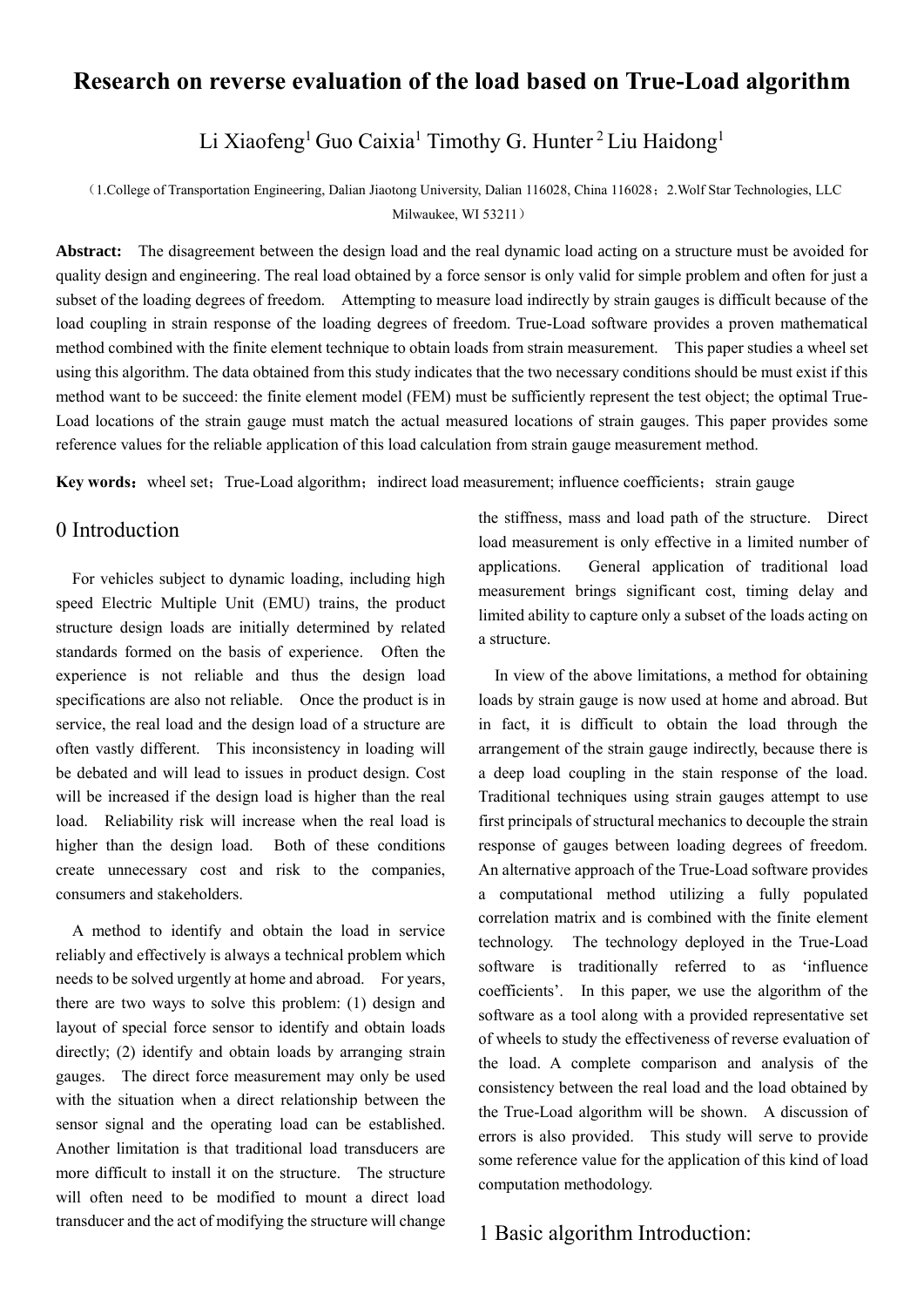# Research on reverse evaluation of the load based on True-Load algorithm

Li Xiaofeng[1] Guo Caixia[1] Timothy G. Hunter[2] Liu Haidong[1]

（1.College of Transportation Engineering, Dalian Jiaotong University, Dalian 116028, China 116028；2.Wolf Star Technologies, LLC Milwaukee, WI 53211）

**Abstract:** The disagreement between the design load and the real dynamic load acting on a structure must be avoided for quality design and engineering. The real load obtained by a force sensor is only valid for simple problem and often for just a subset of the loading degrees of freedom. Attempting to measure load indirectly by strain gauges is difficult because of the load coupling in strain response of the loading degrees of freedom. True-Load software provides a proven mathematical method combined with the finite element technique to obtain loads from strain measurement. This paper studies a wheel set using this algorithm. The data obtained from this study indicates that the two necessary conditions should be must exist if this method want to be succeed: the finite element model (FEM) must be sufficiently represent the test object; the optimal True-Load locations of the strain gauge must match the actual measured locations of strain gauges. This paper provides some reference values for the reliable application of this load calculation from strain gauge measurement method.

**Key words：** wheel set；True-Load algorithm；indirect load measurement; influence coefficients；strain gauge

## 0 Introduction

For vehicles subject to dynamic loading, including high speed Electric Multiple Unit (EMU) trains, the product structure design loads are initially determined by related standards formed on the basis of experience. Often the experience is not reliable and thus the design load specifications are also not reliable. Once the product is in service, the real load and the design load of a structure are often vastly different. This inconsistency in loading will be debated and will lead to issues in product design. Cost will be increased if the design load is higher than the real load. Reliability risk will increase when the real load is higher than the design load. Both of these conditions create unnecessary cost and risk to the companies, consumers and stakeholders.

A method to identify and obtain the load in service reliably and effectively is always a technical problem which needs to be solved urgently at home and abroad. For years, there are two ways to solve this problem: (1) design and layout of special force sensor to identify and obtain loads directly; (2) identify and obtain loads by arranging strain gauges. The direct force measurement may only be used with the situation when a direct relationship between the sensor signal and the operating load can be established. Another limitation is that traditional load transducers are more difficult to install it on the structure. The structure will often need to be modified to mount a direct load transducer and the act of modifying the structure will change the stiffness, mass and load path of the structure. Direct load measurement is only effective in a limited number of applications. General application of traditional load measurement brings significant cost, timing delay and limited ability to capture only a subset of the loads acting on a structure.

In view of the above limitations, a method for obtaining loads by strain gauge is now used at home and abroad. But in fact, it is difficult to obtain the load through the arrangement of the strain gauge indirectly, because there is a deep load coupling in the stain response of the load. Traditional techniques using strain gauges attempt to use first principals of structural mechanics to decouple the strain response of gauges between loading degrees of freedom. An alternative approach of the True-Load software provides a computational method utilizing a fully populated correlation matrix and is combined with the finite element technology. The technology deployed in the True-Load software is traditionally referred to as 'influence coefficients'. In this paper, we use the algorithm of the software as a tool along with a provided representative set of wheels to study the effectiveness of reverse evaluation of the load. A complete comparison and analysis of the consistency between the real load and the load obtained by the True-Load algorithm will be shown. A discussion of errors is also provided. This study will serve to provide some reference value for the application of this kind of load computation methodology.

## 1 Basic algorithm Introduction: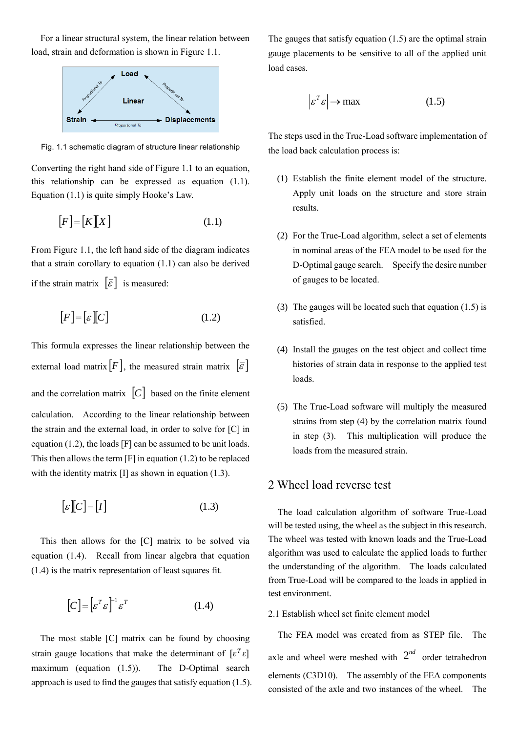For a linear structural system, the linear relation between load, strain and deformation is shown in Figure 1.1.

Fig. 1.1 schematic diagram of structure linear relationship

Converting the right hand side of Figure 1.1 to an equation, this relationship can be expressed as equation (1.1). Equation (1.1) is quite simply Hooke's Law.

$$[F]=[K][X] \tag{1.1}$$

From Figure 1.1, the left hand side of the diagram indicates that a strain corollary to equation (1.1) can also be derived if the strain matrix $[\bar{\varepsilon}]$ is measured:

$$[F]=[\bar{\varepsilon}][C] \tag{1.2}$$

This formula expresses the linear relationship between the external load matrix $[F]$, the measured strain matrix $[\bar{\varepsilon}]$ and the correlation matrix $[C]$ based on the finite element calculation. According to the linear relationship between the strain and the external load, in order to solve for [C] in equation (1.2), the loads [F] can be assumed to be unit loads. This then allows the term [F] in equation (1.2) to be replaced with the identity matrix [I] as shown in equation (1.3).

$$[\varepsilon][C]=[I] \tag{1.3}$$

This then allows for the [C] matrix to be solved via equation (1.4). Recall from linear algebra that equation (1.4) is the matrix representation of least squares fit.

$$[C]=\left[\varepsilon^{T}\varepsilon\right]^{-1}\varepsilon^{T} \tag{1.4}$$

The most stable [C] matrix can be found by choosing strain gauge locations that make the determinant of $[\varepsilon^{T}\varepsilon]$ maximum (equation (1.5)). The D-Optimal search approach is used to find the gauges that satisfy equation (1.5). The gauges that satisfy equation (1.5) are the optimal strain gauge placements to be sensitive to all of the applied unit load cases.

$$\left|\varepsilon^{T}\varepsilon\right|\rightarrow \max \tag{1.5}$$

The steps used in the True-Load software implementation of the load back calculation process is:

(1) Establish the finite element model of the structure. Apply unit loads on the structure and store strain results.

(2) For the True-Load algorithm, select a set of elements in nominal areas of the FEA model to be used for the D-Optimal gauge search. Specify the desire number of gauges to be located.

(3) The gauges will be located such that equation (1.5) is satisfied.

(4) Install the gauges on the test object and collect time histories of strain data in response to the applied test loads.

(5) The True-Load software will multiply the measured strains from step (4) by the correlation matrix found in step (3). This multiplication will produce the loads from the measured strain.

## 2 Wheel load reverse test

The load calculation algorithm of software True-Load will be tested using, the wheel as the subject in this research. The wheel was tested with known loads and the True-Load algorithm was used to calculate the applied loads to further the understanding of the algorithm. The loads calculated from True-Load will be compared to the loads in applied in test environment.

### 2.1 Establish wheel set finite element model

The FEA model was created from as STEP file. The axle and wheel were meshed with $2^{nd}$ order tetrahedron elements (C3D10). The assembly of the FEA components consisted of the axle and two instances of the wheel. The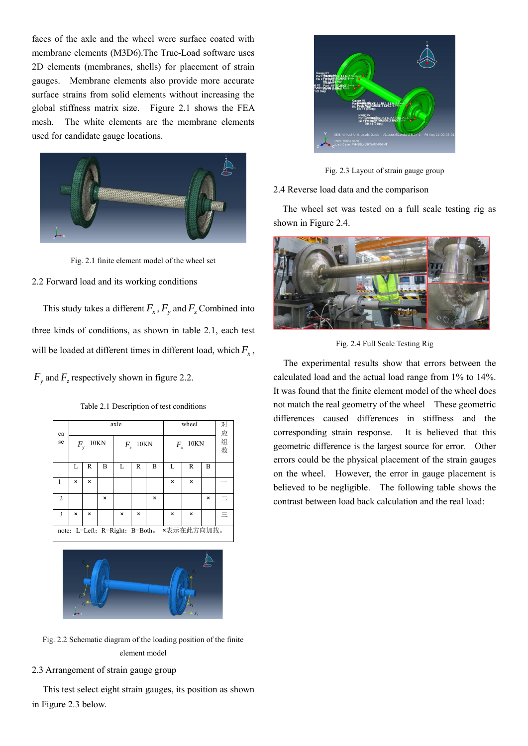faces of the axle and the wheel were surface coated with membrane elements (M3D6).The True-Load software uses 2D elements (membranes, shells) for placement of strain gauges. Membrane elements also provide more accurate surface strains from solid elements without increasing the global stiffness matrix size. Figure 2.1 shows the FEA mesh. The white elements are the membrane elements used for candidate gauge locations.

Fig. 2.1 finite element model of the wheel set

## 2.2 Forward load and its working conditions

This study takes a different $F_x$, $F_y$ and $F_z$ Combined into three kinds of conditions, as shown in table 2.1, each test will be loaded at different times in different load, which $F_x$, $F_y$ and $F_z$ respectively shown in figure 2.2.

Table 2.1 Description of test conditions

| case | axle | | | | | | wheel | | | 对应组数 |
|---|---|---|---|---|---|---|---|---|---|---|
| | $F_y$ 10KN | | | $F_z$ 10KN | | | $F_x$ 10KN | | | |
| | L | R | B | L | R | B | L | R | B | |
| 1 | × | × | | | | | × | × | | 一 |
| 2 | | | × | | | × | | | × | 二 |
| 3 | × | × | | × | × | | × | × | | 三 |
| note：L=Left；R=Right；B=Both。 ×表示在此方向加载。 | | | | | | | | | | |

Fig. 2.2 Schematic diagram of the loading position of the finite element model

## 2.3 Arrangement of strain gauge group

This test select eight strain gauges, its position as shown in Figure 2.3 below.

Fig. 2.3 Layout of strain gauge group

## 2.4 Reverse load data and the comparison

The wheel set was tested on a full scale testing rig as shown in Figure 2.4.

Fig. 2.4 Full Scale Testing Rig

The experimental results show that errors between the calculated load and the actual load range from 1% to 14%. It was found that the finite element model of the wheel does not match the real geometry of the wheel These geometric differences caused differences in stiffness and the corresponding strain response. It is believed that this geometric difference is the largest source for error. Other errors could be the physical placement of the strain gauges on the wheel. However, the error in gauge placement is believed to be negligible. The following table shows the contrast between load back calculation and the real load: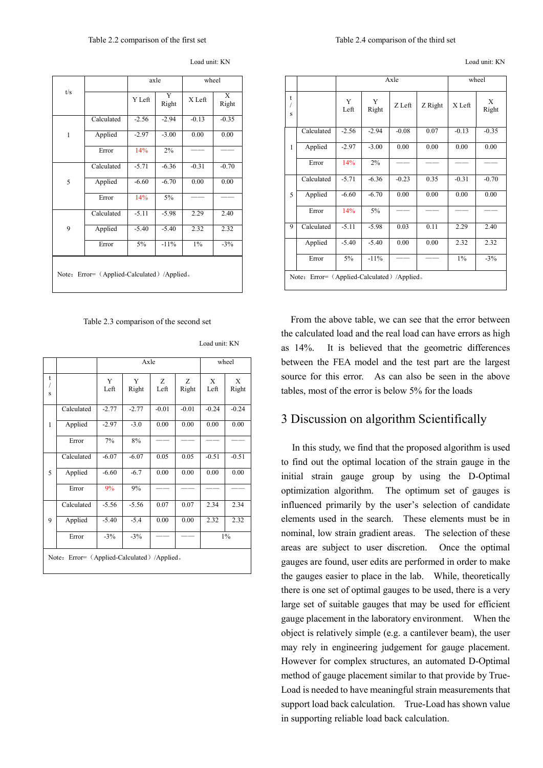Table 2.2 comparison of the first set

Load unit: KN

| t/s | | axle | | wheel | |
|---|---|---|---|---|---|
| | | Y Left | Y Right | X Left | X Right |
| 1 | Calculated | -2.56 | -2.94 | -0.13 | -0.35 |
| | Applied | -2.97 | -3.00 | 0.00 | 0.00 |
| | Error | 14% | 2% | —— | —— |
| 5 | Calculated | -5.71 | -6.36 | -0.31 | -0.70 |
| | Applied | -6.60 | -6.70 | 0.00 | 0.00 |
| | Error | 14% | 5% | —— | —— |
| 9 | Calculated | -5.11 | -5.98 | 2.29 | 2.40 |
| | Applied | -5.40 | -5.40 | 2.32 | 2.32 |
| | Error | 5% | -11% | 1% | -3% |

Note：Error=（Applied-Calculated）/Applied。

Table 2.3 comparison of the second set

Load unit: KN

| t/s | | Axle | | | | wheel | |
|---|---|---|---|---|---|---|---|
| | | Y Left | Y Right | Z Left | Z Right | X Left | X Right |
| 1 | Calculated | -2.77 | -2.77 | -0.01 | -0.01 | -0.24 | -0.24 |
| | Applied | -2.97 | -3.0 | 0.00 | 0.00 | 0.00 | 0.00 |
| | Error | 7% | 8% | —— | —— | —— | —— |
| 5 | Calculated | -6.07 | -6.07 | 0.05 | 0.05 | -0.51 | -0.51 |
| | Applied | -6.60 | -6.7 | 0.00 | 0.00 | 0.00 | 0.00 |
| | Error | 9% | 9% | —— | —— | —— | —— |
| 9 | Calculated | -5.56 | -5.56 | 0.07 | 0.07 | 2.34 | 2.34 |
| | Applied | -5.40 | -5.4 | 0.00 | 0.00 | 2.32 | 2.32 |
| | Error | -3% | -3% | —— | —— | 1% | |

Note：Error=（Applied-Calculated）/Applied。

Table 2.4 comparison of the third set

Load unit: KN

| t/s | | Axle | | | | wheel | |
|---|---|---|---|---|---|---|---|
| | | Y Left | Y Right | Z Left | Z Right | X Left | X Right |
| 1 | Calculated | -2.56 | -2.94 | -0.08 | 0.07 | -0.13 | -0.35 |
| | Applied | -2.97 | -3.00 | 0.00 | 0.00 | 0.00 | 0.00 |
| | Error | 14% | 2% | —— | —— | —— | —— |
| 5 | Calculated | -5.71 | -6.36 | -0.23 | 0.35 | -0.31 | -0.70 |
| | Applied | -6.60 | -6.70 | 0.00 | 0.00 | 0.00 | 0.00 |
| | Error | 14% | 5% | —— | —— | —— | —— |
| 9 | Calculated | -5.11 | -5.98 | 0.03 | 0.11 | 2.29 | 2.40 |
| | Applied | -5.40 | -5.40 | 0.00 | 0.00 | 2.32 | 2.32 |
| | Error | 5% | -11% | —— | —— | 1% | -3% |

Note：Error=（Applied-Calculated）/Applied。

From the above table, we can see that the error between the calculated load and the real load can have errors as high as 14%. It is believed that the geometric differences between the FEA model and the test part are the largest source for this error. As can also be seen in the above tables, most of the error is below 5% for the loads

# 3 Discussion on algorithm Scientifically

In this study, we find that the proposed algorithm is used to find out the optimal location of the strain gauge in the initial strain gauge group by using the D-Optimal optimization algorithm. The optimum set of gauges is influenced primarily by the user's selection of candidate elements used in the search. These elements must be in nominal, low strain gradient areas. The selection of these areas are subject to user discretion. Once the optimal gauges are found, user edits are performed in order to make the gauges easier to place in the lab. While, theoretically there is one set of optimal gauges to be used, there is a very large set of suitable gauges that may be used for efficient gauge placement in the laboratory environment. When the object is relatively simple (e.g. a cantilever beam), the user may rely in engineering judgement for gauge placement. However for complex structures, an automated D-Optimal method of gauge placement similar to that provide by True-Load is needed to have meaningful strain measurements that support load back calculation. True-Load has shown value in supporting reliable load back calculation.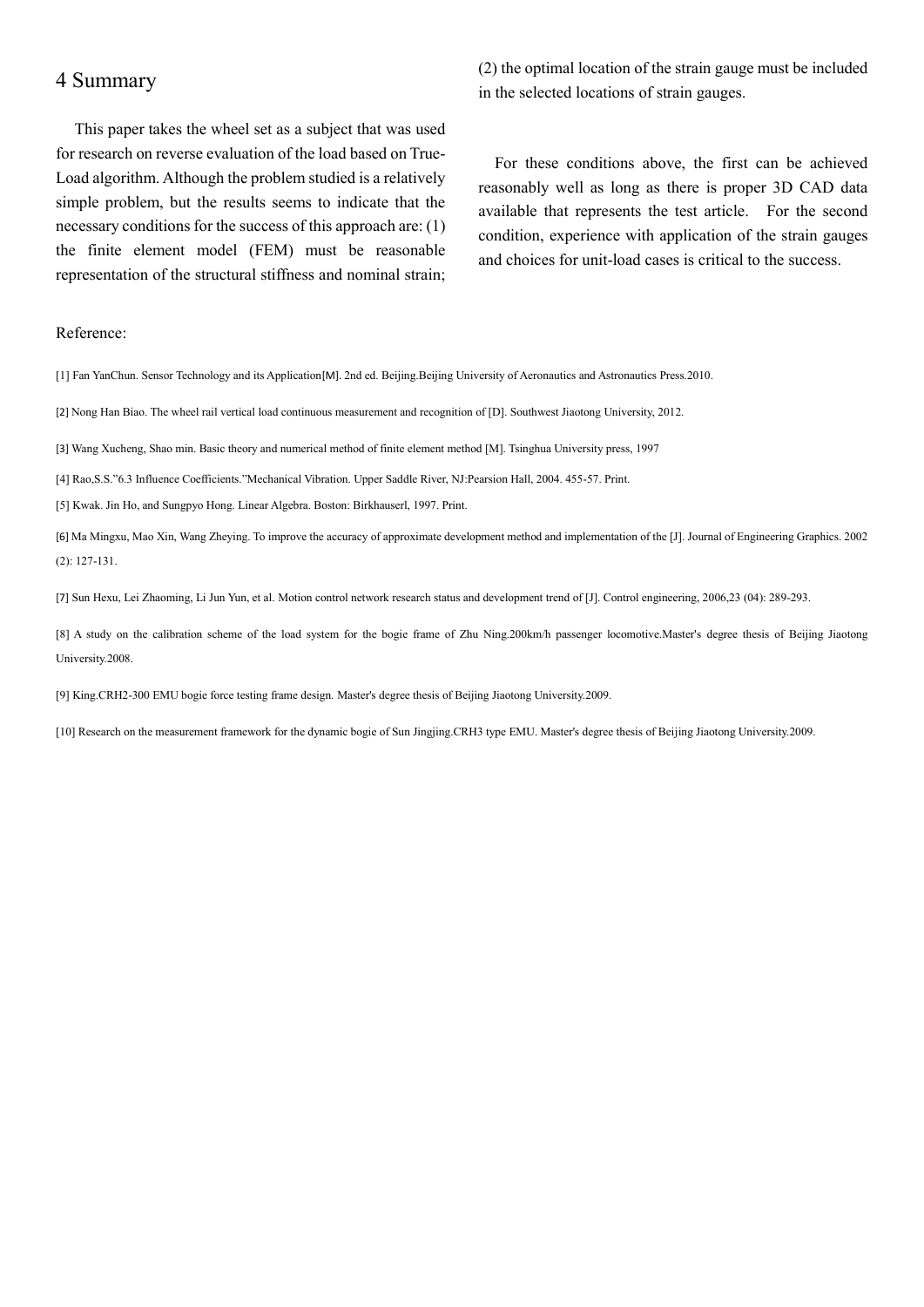## 4 Summary

This paper takes the wheel set as a subject that was used for research on reverse evaluation of the load based on True-Load algorithm. Although the problem studied is a relatively simple problem, but the results seems to indicate that the necessary conditions for the success of this approach are: (1) the finite element model (FEM) must be reasonable representation of the structural stiffness and nominal strain; (2) the optimal location of the strain gauge must be included in the selected locations of strain gauges.

For these conditions above, the first can be achieved reasonably well as long as there is proper 3D CAD data available that represents the test article. For the second condition, experience with application of the strain gauges and choices for unit-load cases is critical to the success.

Reference:

[1] Fan YanChun. Sensor Technology and its Application[M]. 2nd ed. Beijing.Beijing University of Aeronautics and Astronautics Press.2010.

[2] Nong Han Biao. The wheel rail vertical load continuous measurement and recognition of [D]. Southwest Jiaotong University, 2012.

[3] Wang Xucheng, Shao min. Basic theory and numerical method of finite element method [M]. Tsinghua University press, 1997

[4] Rao,S.S."6.3 Influence Coefficients."Mechanical Vibration. Upper Saddle River, NJ:Pearsion Hall, 2004. 455-57. Print.

[5] Kwak. Jin Ho, and Sungpyo Hong. Linear Algebra. Boston: Birkhauserl, 1997. Print.

[6] Ma Mingxu, Mao Xin, Wang Zheying. To improve the accuracy of approximate development method and implementation of the [J]. Journal of Engineering Graphics. 2002 (2): 127-131.

[7] Sun Hexu, Lei Zhaoming, Li Jun Yun, et al. Motion control network research status and development trend of [J]. Control engineering, 2006,23 (04): 289-293.

[8] A study on the calibration scheme of the load system for the bogie frame of Zhu Ning.200km/h passenger locomotive.Master's degree thesis of Beijing Jiaotong University.2008.

[9] King.CRH2-300 EMU bogie force testing frame design. Master's degree thesis of Beijing Jiaotong University.2009.

[10] Research on the measurement framework for the dynamic bogie of Sun Jingjing.CRH3 type EMU. Master's degree thesis of Beijing Jiaotong University.2009.